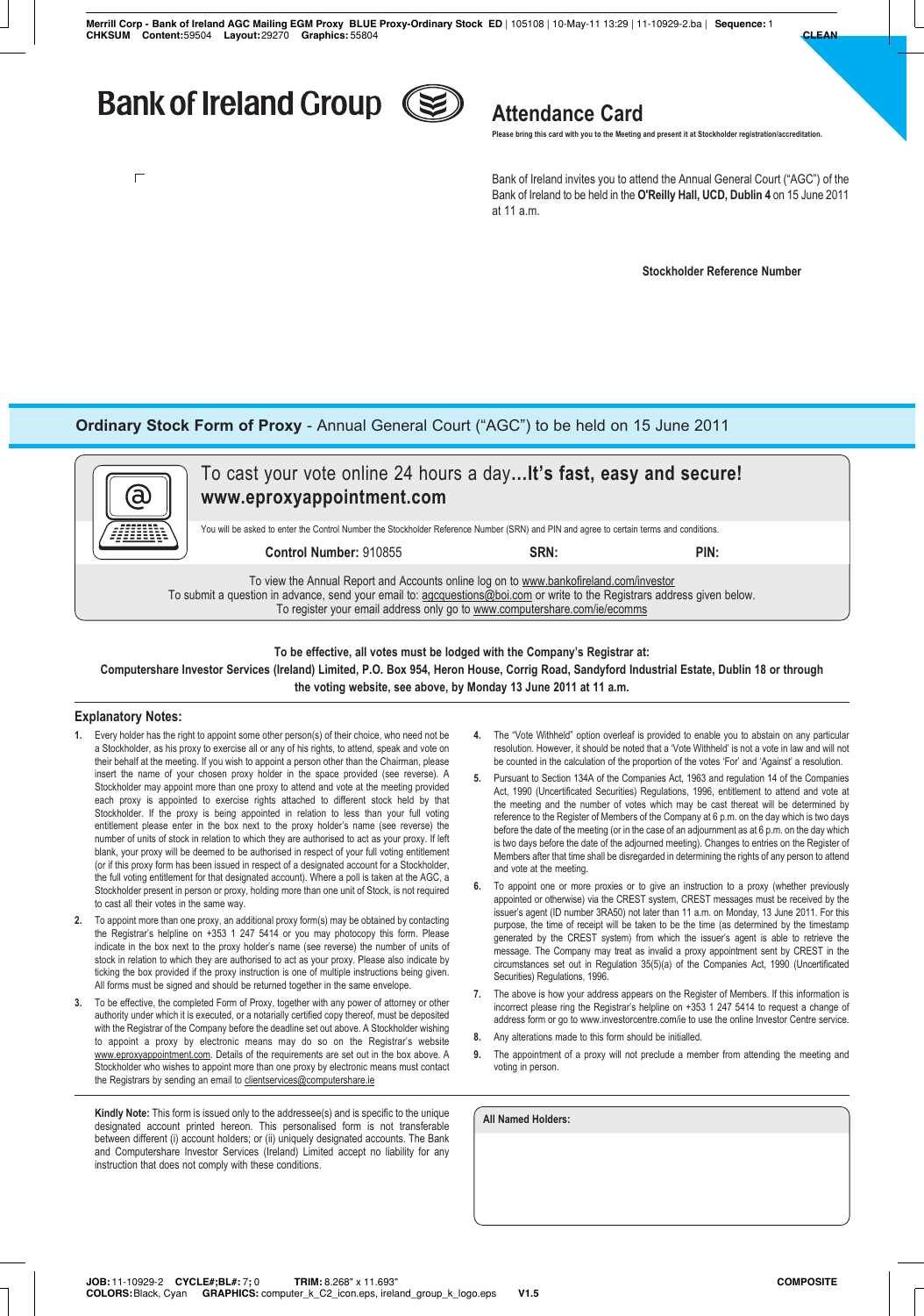# Bank of Ireland Group

## Attendance Card

**Please bring this card with you to the Meeting and present it at Stockholder registration/accreditation.**

Bank of Ireland invites you to attend the Annual General Court ("AGC") of the Bank of Ireland to be held in the **O'Reilly Hall, UCD, Dublin 4** on 15 June 2011 at 11 a.m.

**Stockholder Reference Number**

## Ordinary Stock Form of Proxy - Annual General Court ("AGC") to be held on 15 June 2011

To cast your vote online 24 hours a day**...It's fast, easy and secure!**
**www.eproxyappointment.com**

You will be asked to enter the Control Number the Stockholder Reference Number (SRN) and PIN and agree to certain terms and conditions.

**Control Number:** 910855 **SRN:** **PIN:**

To view the Annual Report and Accounts online log on to www.bankofireland.com/investor
To submit a question in advance, send your email to: agcquestions@boi.com or write to the Registrars address given below.
To register your email address only go to www.computershare.com/ie/ecomms

**To be effective, all votes must be lodged with the Company's Registrar at:**
**Computershare Investor Services (Ireland) Limited, P.O. Box 954, Heron House, Corrig Road, Sandyford Industrial Estate, Dublin 18 or through the voting website, see above, by Monday 13 June 2011 at 11 a.m.**

### Explanatory Notes:

1. Every holder has the right to appoint some other person(s) of their choice, who need not be a Stockholder, as his proxy to exercise all or any of his rights, to attend, speak and vote on their behalf at the meeting. If you wish to appoint a person other than the Chairman, please insert the name of your chosen proxy holder in the space provided (see reverse). A Stockholder may appoint more than one proxy to attend and vote at the meeting provided each proxy is appointed to exercise rights attached to different stock held by that Stockholder. If the proxy is being appointed in relation to less than your full voting entitlement please enter in the box next to the proxy holder's name (see reverse) the number of units of stock in relation to which they are authorised to act as your proxy. If left blank, your proxy will be deemed to be authorised in respect of your full voting entitlement (or if this proxy form has been issued in respect of a designated account for a Stockholder, the full voting entitlement for that designated account). Where a poll is taken at the AGC, a Stockholder present in person or proxy, holding more than one unit of Stock, is not required to cast all their votes in the same way.
2. To appoint more than one proxy, an additional proxy form(s) may be obtained by contacting the Registrar's helpline on +353 1 247 5414 or you may photocopy this form. Please indicate in the box next to the proxy holder's name (see reverse) the number of units of stock in relation to which they are authorised to act as your proxy. Please also indicate by ticking the box provided if the proxy instruction is one of multiple instructions being given. All forms must be signed and should be returned together in the same envelope.
3. To be effective, the completed Form of Proxy, together with any power of attorney or other authority under which it is executed, or a notarially certified copy thereof, must be deposited with the Registrar of the Company before the deadline set out above. A Stockholder wishing to appoint a proxy by electronic means may do so on the Registrar's website www.eproxyappointment.com. Details of the requirements are set out in the box above. A Stockholder who wishes to appoint more than one proxy by electronic means must contact the Registrars by sending an email to clientservices@computershare.ie
4. The "Vote Withheld" option overleaf is provided to enable you to abstain on any particular resolution. However, it should be noted that a 'Vote Withheld' is not a vote in law and will not be counted in the calculation of the proportion of the votes 'For' and 'Against' a resolution.
5. Pursuant to Section 134A of the Companies Act, 1963 and regulation 14 of the Companies Act, 1990 (Uncertificated Securities) Regulations, 1996, entitlement to attend and vote at the meeting and the number of votes which may be cast thereat will be determined by reference to the Register of Members of the Company at 6 p.m. on the day which is two days before the date of the meeting (or in the case of an adjournment as at 6 p.m. on the day which is two days before the date of the adjourned meeting). Changes to entries on the Register of Members after that time shall be disregarded in determining the rights of any person to attend and vote at the meeting.
6. To appoint one or more proxies or to give an instruction to a proxy (whether previously appointed or otherwise) via the CREST system, CREST messages must be received by the issuer's agent (ID number 3RA50) not later than 11 a.m. on Monday, 13 June 2011. For this purpose, the time of receipt will be taken to be the time (as determined by the timestamp generated by the CREST system) from which the issuer's agent is able to retrieve the message. The Company may treat as invalid a proxy appointment sent by CREST in the circumstances set out in Regulation 35(5)(a) of the Companies Act, 1990 (Uncertificated Securities) Regulations, 1996.
7. The above is how your address appears on the Register of Members. If this information is incorrect please ring the Registrar's helpline on +353 1 247 5414 to request a change of address form or go to www.investorcentre.com/ie to use the online Investor Centre service.
8. Any alterations made to this form should be initialled.
9. The appointment of a proxy will not preclude a member from attending the meeting and voting in person.

**Kindly Note:** This form is issued only to the addressee(s) and is specific to the unique designated account printed hereon. This personalised form is not transferable between different (i) account holders; or (ii) uniquely designated accounts. The Bank and Computershare Investor Services (Ireland) Limited accept no liability for any instruction that does not comply with these conditions.

**All Named Holders:**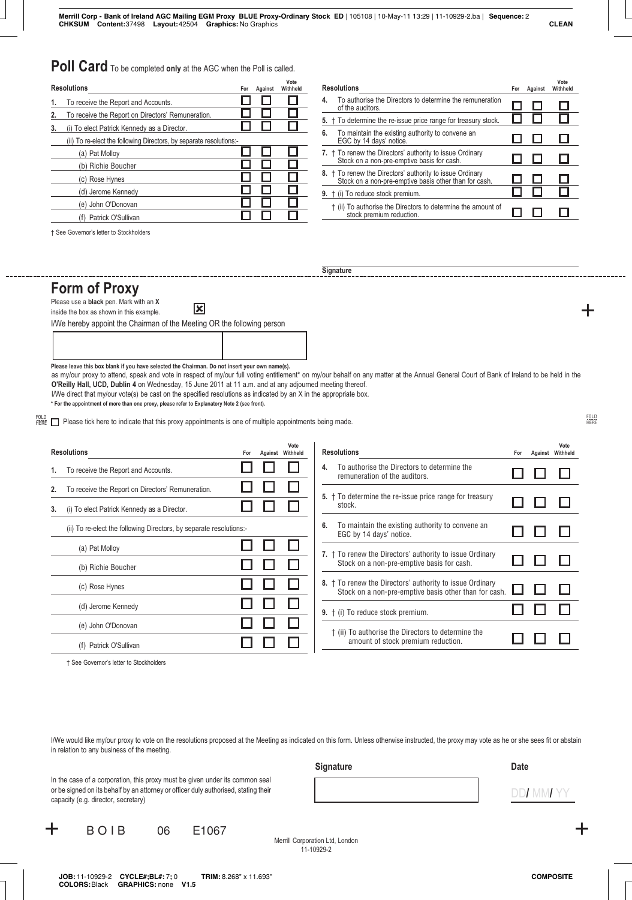## Poll Card To be completed **only** at the AGC when the Poll is called.

| Resolutions | For | Against | Vote Withheld |
|---|---|---|---|
| **1.** To receive the Report and Accounts. | ☐ | ☐ | ☐ |
| **2.** To receive the Report on Directors' Remuneration. | ☐ | ☐ | ☐ |
| **3.** (i) To elect Patrick Kennedy as a Director. | ☐ | ☐ | ☐ |
| (ii) To re-elect the following Directors, by separate resolutions:- | | | |
| (a) Pat Molloy | ☐ | ☐ | ☐ |
| (b) Richie Boucher | ☐ | ☐ | ☐ |
| (c) Rose Hynes | ☐ | ☐ | ☐ |
| (d) Jerome Kennedy | ☐ | ☐ | ☐ |
| (e) John O'Donovan | ☐ | ☐ | ☐ |
| (f) Patrick O'Sullivan | ☐ | ☐ | ☐ |
| **4.** To authorise the Directors to determine the remuneration of the auditors. | ☐ | ☐ | ☐ |
| **5.** † To determine the re-issue price range for treasury stock. | ☐ | ☐ | ☐ |
| **6.** To maintain the existing authority to convene an EGC by 14 days' notice. | ☐ | ☐ | ☐ |
| **7.** † To renew the Directors' authority to issue Ordinary Stock on a non-pre-emptive basis for cash. | ☐ | ☐ | ☐ |
| **8.** † To renew the Directors' authority to issue Ordinary Stock on a non-pre-emptive basis other than for cash. | ☐ | ☐ | ☐ |
| **9.** † (i) To reduce stock premium. | ☐ | ☐ | ☐ |
| † (ii) To authorise the Directors to determine the amount of stock premium reduction. | ☐ | ☐ | ☐ |

† See Governor's letter to Stockholders

**Signature**

---

## Form of Proxy

Please use a **black** pen. Mark with an **X** inside the box as shown in this example. ☒

I/We hereby appoint the Chairman of the Meeting OR the following person

**Please leave this box blank if you have selected the Chairman. Do not insert your own name(s).**

as my/our proxy to attend, speak and vote in respect of my/our full voting entitlement* on my/our behalf on any matter at the Annual General Court of Bank of Ireland to be held in the **O'Reilly Hall, UCD, Dublin 4** on Wednesday, 15 June 2011 at 11 a.m. and at any adjourned meeting thereof.

I/We direct that my/our vote(s) be cast on the specified resolutions as indicated by an X in the appropriate box.

**\* For the appointment of more than one proxy, please refer to Explanatory Note 2 (see front).**

☐ Please tick here to indicate that this proxy appointments is one of multiple appointments being made.

| Resolutions | For | Against | Vote Withheld |
|---|---|---|---|
| **1.** To receive the Report and Accounts. | ☐ | ☐ | ☐ |
| **2.** To receive the Report on Directors' Remuneration. | ☐ | ☐ | ☐ |
| **3.** (i) To elect Patrick Kennedy as a Director. | ☐ | ☐ | ☐ |
| (ii) To re-elect the following Directors, by separate resolutions:- | | | |
| (a) Pat Molloy | ☐ | ☐ | ☐ |
| (b) Richie Boucher | ☐ | ☐ | ☐ |
| (c) Rose Hynes | ☐ | ☐ | ☐ |
| (d) Jerome Kennedy | ☐ | ☐ | ☐ |
| (e) John O'Donovan | ☐ | ☐ | ☐ |
| (f) Patrick O'Sullivan | ☐ | ☐ | ☐ |
| **4.** To authorise the Directors to determine the remuneration of the auditors. | ☐ | ☐ | ☐ |
| **5.** † To determine the re-issue price range for treasury stock. | ☐ | ☐ | ☐ |
| **6.** To maintain the existing authority to convene an EGC by 14 days' notice. | ☐ | ☐ | ☐ |
| **7.** † To renew the Directors' authority to issue Ordinary Stock on a non-pre-emptive basis for cash. | ☐ | ☐ | ☐ |
| **8.** † To renew the Directors' authority to issue Ordinary Stock on a non-pre-emptive basis other than for cash. | ☐ | ☐ | ☐ |
| **9.** † (i) To reduce stock premium. | ☐ | ☐ | ☐ |
| † (ii) To authorise the Directors to determine the amount of stock premium reduction. | ☐ | ☐ | ☐ |

† See Governor's letter to Stockholders

I/We would like my/our proxy to vote on the resolutions proposed at the Meeting as indicated on this form. Unless otherwise instructed, the proxy may vote as he or she sees fit or abstain in relation to any business of the meeting.

In the case of a corporation, this proxy must be given under its common seal or be signed on its behalf by an attorney or officer duly authorised, stating their capacity (e.g. director, secretary)

**Signature**

**Date** DD/ MM/ YY

B O I B 06 E1067

Merrill Corporation Ltd, London
11-10929-2